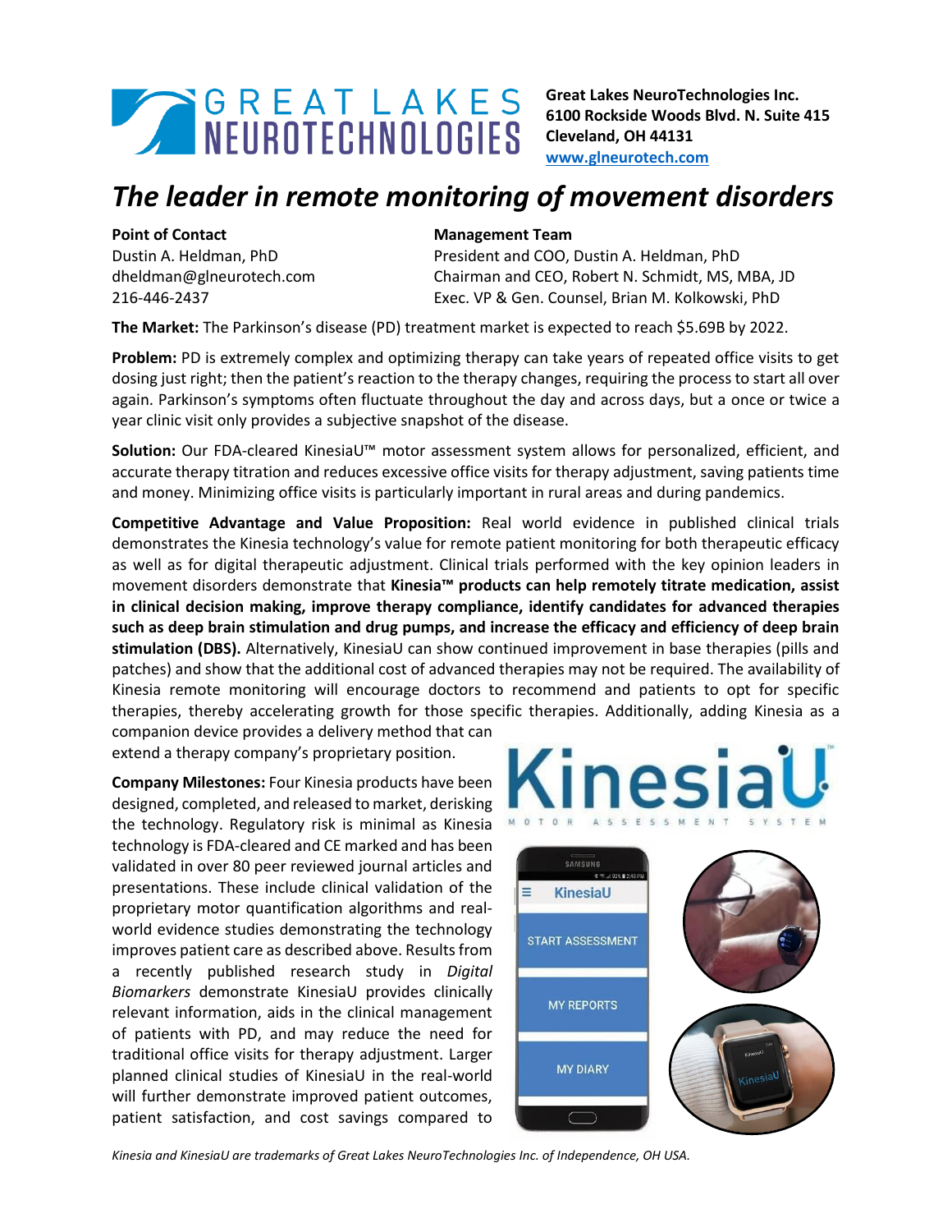**Great Lakes NeuroTechnologies Inc.**
**6100 Rockside Woods Blvd. N. Suite 415**
**Cleveland, OH 44131**
**www.glneurotech.com**

# *The leader in remote monitoring of movement disorders*

**Point of Contact**
Dustin A. Heldman, PhD
dheldman@glneurotech.com
216-446-2437

**Management Team**
President and COO, Dustin A. Heldman, PhD
Chairman and CEO, Robert N. Schmidt, MS, MBA, JD
Exec. VP & Gen. Counsel, Brian M. Kolkowski, PhD

**The Market:** The Parkinson's disease (PD) treatment market is expected to reach $5.69B by 2022.

**Problem:** PD is extremely complex and optimizing therapy can take years of repeated office visits to get dosing just right; then the patient's reaction to the therapy changes, requiring the process to start all over again. Parkinson's symptoms often fluctuate throughout the day and across days, but a once or twice a year clinic visit only provides a subjective snapshot of the disease.

**Solution:** Our FDA-cleared KinesiaU™ motor assessment system allows for personalized, efficient, and accurate therapy titration and reduces excessive office visits for therapy adjustment, saving patients time and money. Minimizing office visits is particularly important in rural areas and during pandemics.

**Competitive Advantage and Value Proposition:** Real world evidence in published clinical trials demonstrates the Kinesia technology's value for remote patient monitoring for both therapeutic efficacy as well as for digital therapeutic adjustment. Clinical trials performed with the key opinion leaders in movement disorders demonstrate that **Kinesia™ products can help remotely titrate medication, assist in clinical decision making, improve therapy compliance, identify candidates for advanced therapies such as deep brain stimulation and drug pumps, and increase the efficacy and efficiency of deep brain stimulation (DBS).** Alternatively, KinesiaU can show continued improvement in base therapies (pills and patches) and show that the additional cost of advanced therapies may not be required. The availability of Kinesia remote monitoring will encourage doctors to recommend and patients to opt for specific therapies, thereby accelerating growth for those specific therapies. Additionally, adding Kinesia as a companion device provides a delivery method that can extend a therapy company's proprietary position.

**Company Milestones:** Four Kinesia products have been designed, completed, and released to market, derisking the technology. Regulatory risk is minimal as Kinesia technology is FDA-cleared and CE marked and has been validated in over 80 peer reviewed journal articles and presentations. These include clinical validation of the proprietary motor quantification algorithms and real-world evidence studies demonstrating the technology improves patient care as described above. Results from a recently published research study in *Digital Biomarkers* demonstrate KinesiaU provides clinically relevant information, aids in the clinical management of patients with PD, and may reduce the need for traditional office visits for therapy adjustment. Larger planned clinical studies of KinesiaU in the real-world will further demonstrate improved patient outcomes, patient satisfaction, and cost savings compared to

*Kinesia and KinesiaU are trademarks of Great Lakes NeuroTechnologies Inc. of Independence, OH USA.*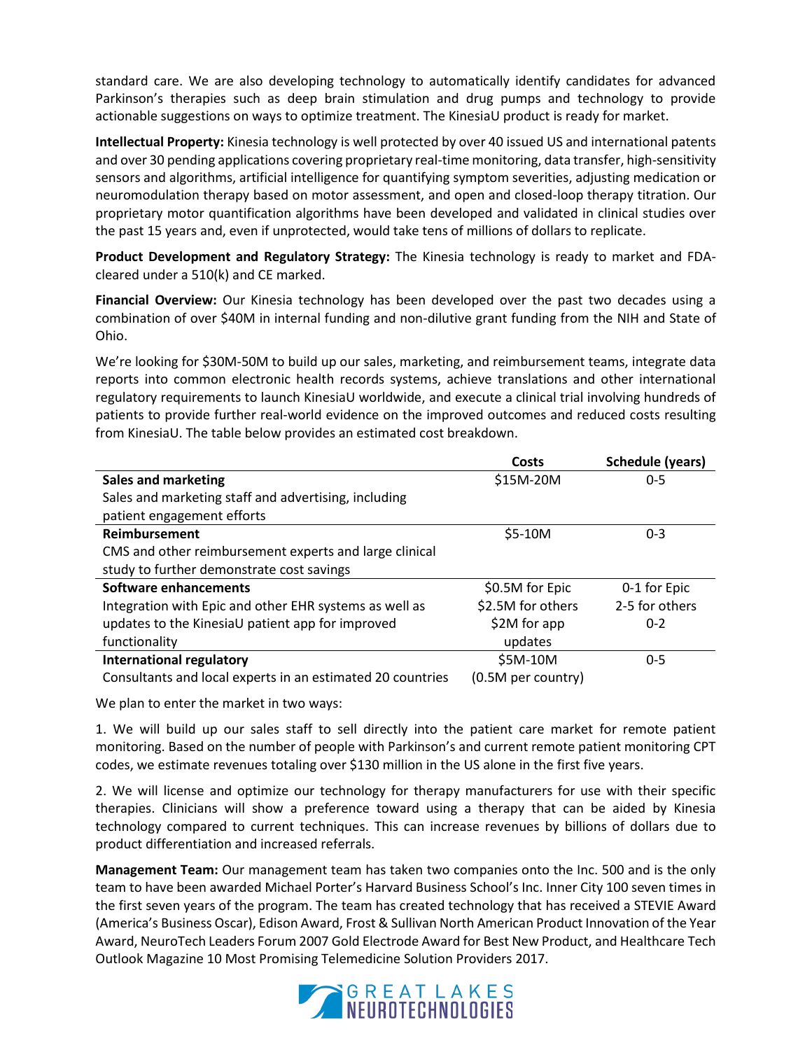standard care. We are also developing technology to automatically identify candidates for advanced Parkinson's therapies such as deep brain stimulation and drug pumps and technology to provide actionable suggestions on ways to optimize treatment. The KinesiaU product is ready for market.

**Intellectual Property:** Kinesia technology is well protected by over 40 issued US and international patents and over 30 pending applications covering proprietary real-time monitoring, data transfer, high-sensitivity sensors and algorithms, artificial intelligence for quantifying symptom severities, adjusting medication or neuromodulation therapy based on motor assessment, and open and closed-loop therapy titration. Our proprietary motor quantification algorithms have been developed and validated in clinical studies over the past 15 years and, even if unprotected, would take tens of millions of dollars to replicate.

**Product Development and Regulatory Strategy:** The Kinesia technology is ready to market and FDA-cleared under a 510(k) and CE marked.

**Financial Overview:** Our Kinesia technology has been developed over the past two decades using a combination of over $40M in internal funding and non-dilutive grant funding from the NIH and State of Ohio.

We're looking for $30M-50M to build up our sales, marketing, and reimbursement teams, integrate data reports into common electronic health records systems, achieve translations and other international regulatory requirements to launch KinesiaU worldwide, and execute a clinical trial involving hundreds of patients to provide further real-world evidence on the improved outcomes and reduced costs resulting from KinesiaU. The table below provides an estimated cost breakdown.

| | Costs | Schedule (years) |
|---|---|---|
| **Sales and marketing**<br>Sales and marketing staff and advertising, including patient engagement efforts | $15M-20M | 0-5 |
| **Reimbursement**<br>CMS and other reimbursement experts and large clinical study to further demonstrate cost savings | $5-10M | 0-3 |
| **Software enhancements**<br>Integration with Epic and other EHR systems as well as updates to the KinesiaU patient app for improved functionality | $0.5M for Epic<br>$2.5M for others<br>$2M for app updates | 0-1 for Epic<br>2-5 for others<br>0-2 |
| **International regulatory**<br>Consultants and local experts in an estimated 20 countries | $5M-10M<br>(0.5M per country) | 0-5 |

We plan to enter the market in two ways:

1. We will build up our sales staff to sell directly into the patient care market for remote patient monitoring. Based on the number of people with Parkinson's and current remote patient monitoring CPT codes, we estimate revenues totaling over $130 million in the US alone in the first five years.

2. We will license and optimize our technology for therapy manufacturers for use with their specific therapies. Clinicians will show a preference toward using a therapy that can be aided by Kinesia technology compared to current techniques. This can increase revenues by billions of dollars due to product differentiation and increased referrals.

**Management Team:** Our management team has taken two companies onto the Inc. 500 and is the only team to have been awarded Michael Porter's Harvard Business School's Inc. Inner City 100 seven times in the first seven years of the program. The team has created technology that has received a STEVIE Award (America's Business Oscar), Edison Award, Frost & Sullivan North American Product Innovation of the Year Award, NeuroTech Leaders Forum 2007 Gold Electrode Award for Best New Product, and Healthcare Tech Outlook Magazine 10 Most Promising Telemedicine Solution Providers 2017.

GREAT LAKES NEUROTECHNOLOGIES